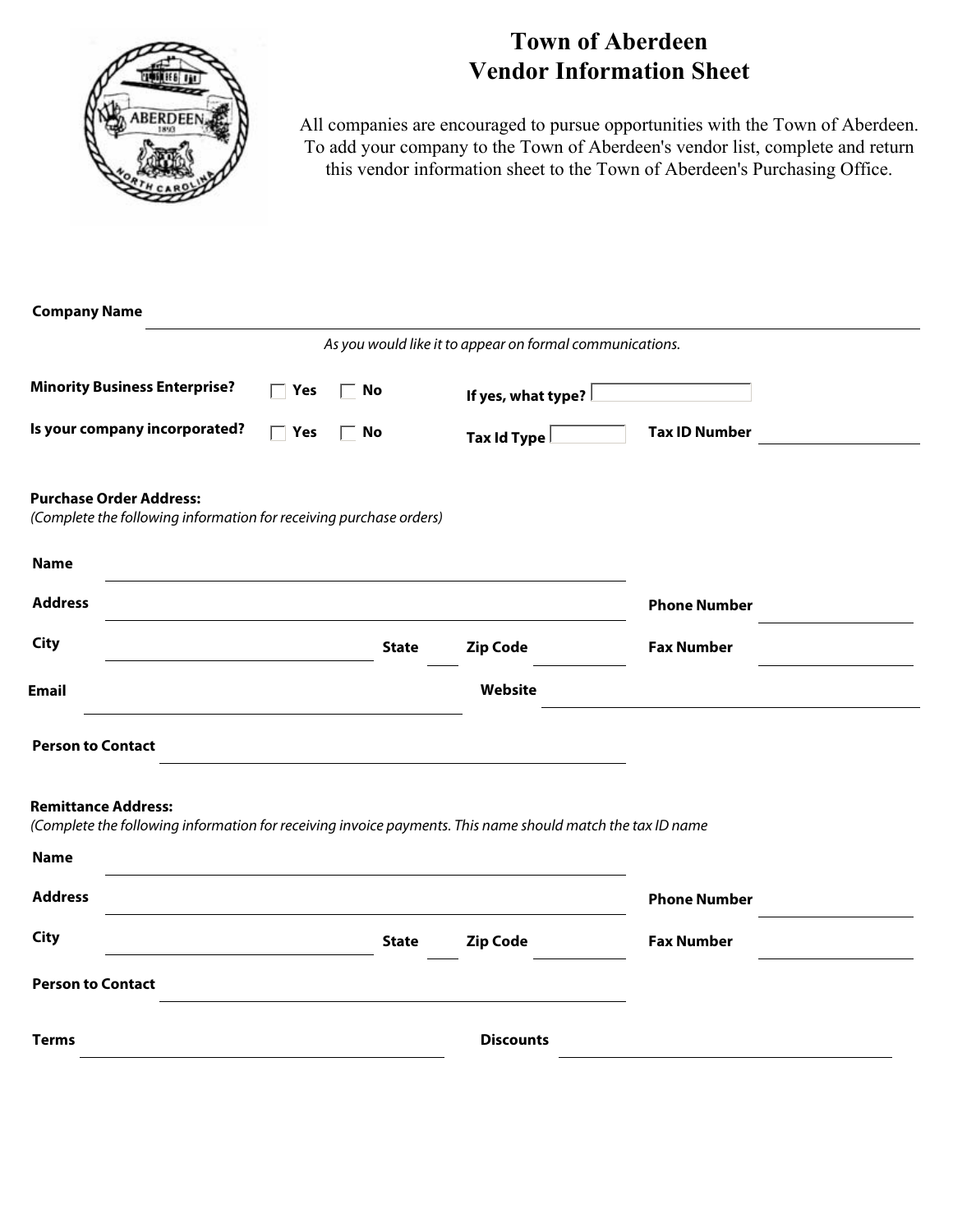# Town of Aberdeen
# Vendor Information Sheet

All companies are encouraged to pursue opportunities with the Town of Aberdeen. To add your company to the Town of Aberdeen's vendor list, complete and return this vendor information sheet to the Town of Aberdeen's Purchasing Office.

**Company Name** ______________________________

*As you would like it to appear on formal communications.*

**Minority Business Enterprise?** ☐ **Yes** ☐ **No** **If yes, what type?** ____________

**Is your company incorporated?** ☐ **Yes** ☐ **No** **Tax Id Type** ____________ **Tax ID Number** ____________

**Purchase Order Address:**
*(Complete the following information for receiving purchase orders)*

**Name** ______________________________

**Address** ______________________________ **Phone Number** ____________

**City** ____________ **State** ____ **Zip Code** ____________ **Fax Number** ____________

**Email** ______________________________ **Website** ______________________________

**Person to Contact** ______________________________

**Remittance Address:**
*(Complete the following information for receiving invoice payments. This name should match the tax ID name*

**Name** ______________________________

**Address** ______________________________ **Phone Number** ____________

**City** ____________ **State** ____ **Zip Code** ____________ **Fax Number** ____________

**Person to Contact** ______________________________

**Terms** ______________________________ **Discounts** ______________________________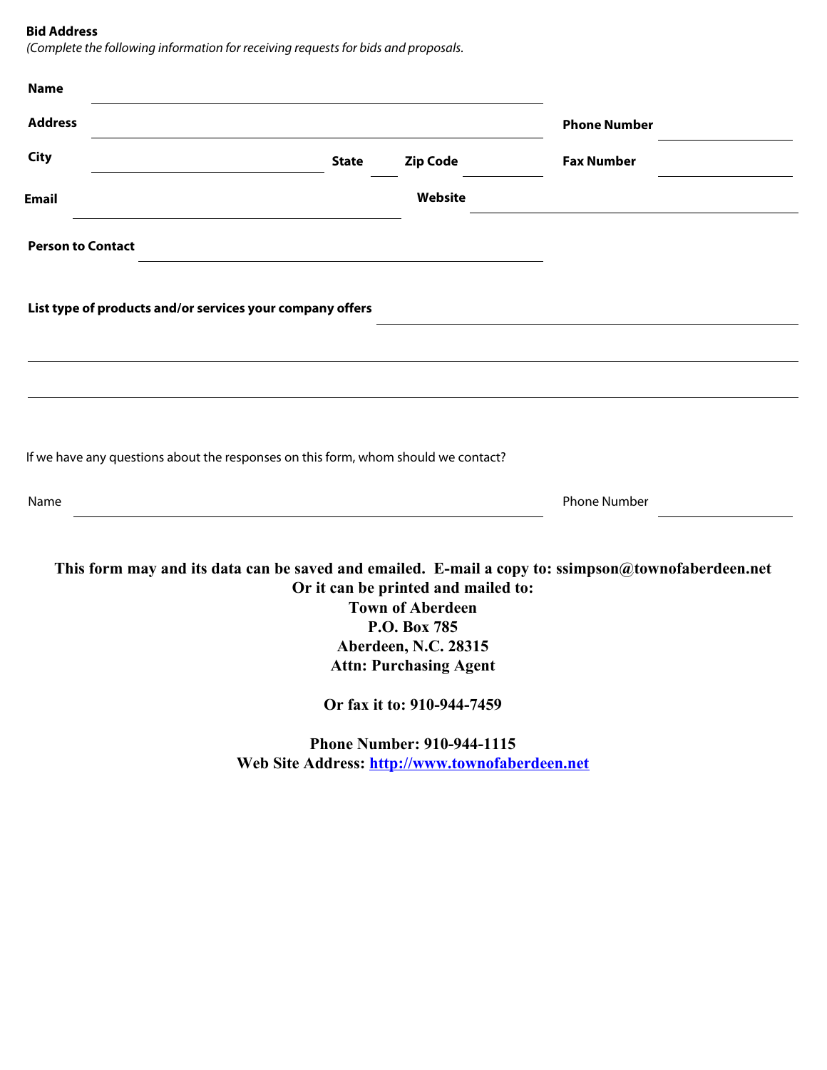**Bid Address**

*(Complete the following information for receiving requests for bids and proposals.*

**Name** \_\_\_\_\_\_\_\_\_\_\_\_\_\_\_\_\_\_\_\_\_\_\_\_\_\_\_\_\_\_\_\_\_\_\_\_\_\_\_\_

**Address** \_\_\_\_\_\_\_\_\_\_\_\_\_\_\_\_\_\_\_\_\_\_\_\_\_\_\_\_\_\_\_\_\_\_\_\_\_\_\_\_ **Phone Number** \_\_\_\_\_\_\_\_\_\_\_\_

**City** \_\_\_\_\_\_\_\_\_\_\_\_\_\_\_\_\_\_\_\_ **State** \_\_\_\_ **Zip Code** \_\_\_\_\_\_\_\_ **Fax Number** \_\_\_\_\_\_\_\_\_\_\_\_

**Email** \_\_\_\_\_\_\_\_\_\_\_\_\_\_\_\_\_\_\_\_\_\_\_\_\_\_\_\_ **Website** \_\_\_\_\_\_\_\_\_\_\_\_\_\_\_\_\_\_\_\_\_\_\_\_\_\_\_\_

**Person to Contact** \_\_\_\_\_\_\_\_\_\_\_\_\_\_\_\_\_\_\_\_\_\_\_\_\_\_\_\_\_\_\_\_\_\_\_\_

**List type of products and/or services your company offers** \_\_\_\_\_\_\_\_\_\_\_\_\_\_\_\_\_\_\_\_\_\_\_\_\_\_\_\_\_\_\_\_\_\_\_\_

\_\_\_\_\_\_\_\_\_\_\_\_\_\_\_\_\_\_\_\_\_\_\_\_\_\_\_\_\_\_\_\_\_\_\_\_\_\_\_\_\_\_\_\_\_\_\_\_\_\_\_\_\_\_\_\_\_\_\_\_\_\_\_\_\_\_\_\_\_\_

\_\_\_\_\_\_\_\_\_\_\_\_\_\_\_\_\_\_\_\_\_\_\_\_\_\_\_\_\_\_\_\_\_\_\_\_\_\_\_\_\_\_\_\_\_\_\_\_\_\_\_\_\_\_\_\_\_\_\_\_\_\_\_\_\_\_\_\_\_\_

If we have any questions about the responses on this form, whom should we contact?

Name \_\_\_\_\_\_\_\_\_\_\_\_\_\_\_\_\_\_\_\_\_\_\_\_\_\_\_\_\_\_\_\_\_\_\_\_\_\_\_\_ Phone Number \_\_\_\_\_\_\_\_\_\_\_\_

**This form may and its data can be saved and emailed. E-mail a copy to: ssimpson@townofaberdeen.net**

**Or it can be printed and mailed to:**

**Town of Aberdeen**
**P.O. Box 785**
**Aberdeen, N.C. 28315**
**Attn: Purchasing Agent**

**Or fax it to: 910-944-7459**

**Phone Number: 910-944-1115**
**Web Site Address: http://www.townofaberdeen.net**